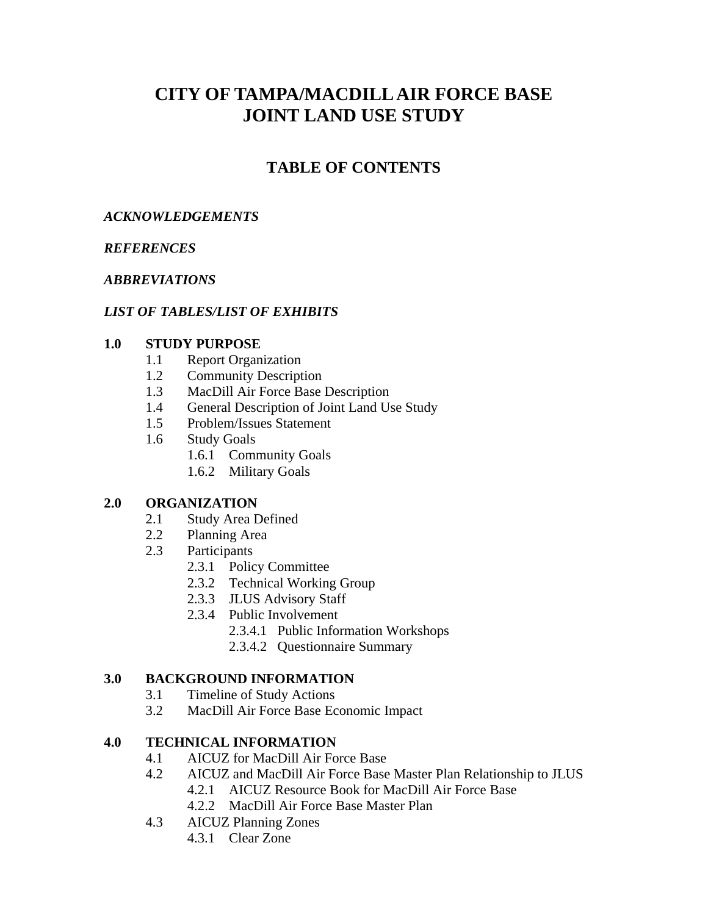# CITY OF TAMPA/MACDILL AIR FORCE BASE JOINT LAND USE STUDY

## TABLE OF CONTENTS

***ACKNOWLEDGEMENTS***

***REFERENCES***

***ABBREVIATIONS***

***LIST OF TABLES/LIST OF EXHIBITS***

**1.0 STUDY PURPOSE**

- 1.1 Report Organization
- 1.2 Community Description
- 1.3 MacDill Air Force Base Description
- 1.4 General Description of Joint Land Use Study
- 1.5 Problem/Issues Statement
- 1.6 Study Goals
  - 1.6.1 Community Goals
  - 1.6.2 Military Goals

**2.0 ORGANIZATION**

- 2.1 Study Area Defined
- 2.2 Planning Area
- 2.3 Participants
  - 2.3.1 Policy Committee
  - 2.3.2 Technical Working Group
  - 2.3.3 JLUS Advisory Staff
  - 2.3.4 Public Involvement
    - 2.3.4.1 Public Information Workshops
    - 2.3.4.2 Questionnaire Summary

**3.0 BACKGROUND INFORMATION**

- 3.1 Timeline of Study Actions
- 3.2 MacDill Air Force Base Economic Impact

**4.0 TECHNICAL INFORMATION**

- 4.1 AICUZ for MacDill Air Force Base
- 4.2 AICUZ and MacDill Air Force Base Master Plan Relationship to JLUS
  - 4.2.1 AICUZ Resource Book for MacDill Air Force Base
  - 4.2.2 MacDill Air Force Base Master Plan
- 4.3 AICUZ Planning Zones
  - 4.3.1 Clear Zone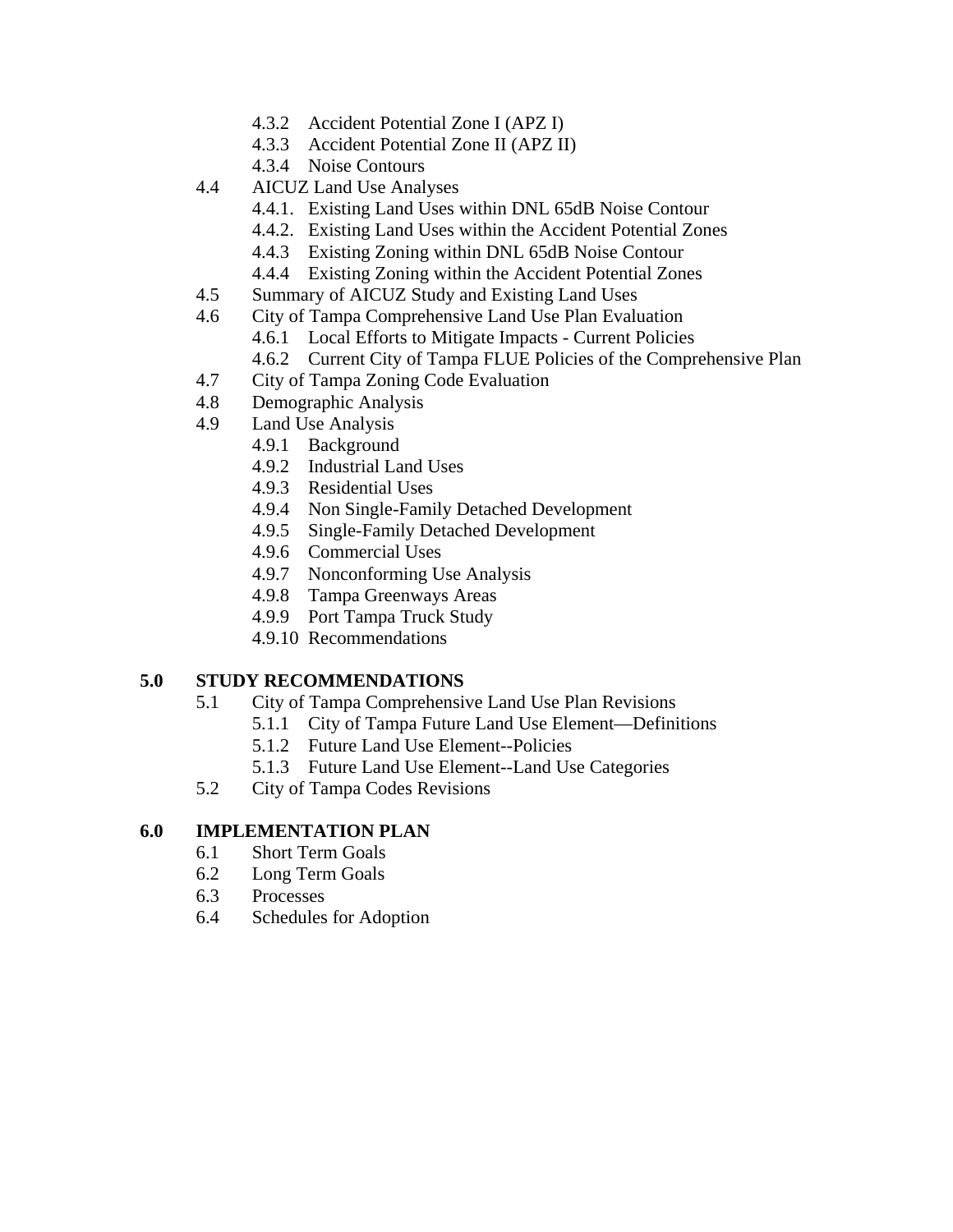- 4.3.2 Accident Potential Zone I (APZ I)
- 4.3.3 Accident Potential Zone II (APZ II)
- 4.3.4 Noise Contours

4.4 AICUZ Land Use Analyses
- 4.4.1. Existing Land Uses within DNL 65dB Noise Contour
- 4.4.2. Existing Land Uses within the Accident Potential Zones
- 4.4.3 Existing Zoning within DNL 65dB Noise Contour
- 4.4.4 Existing Zoning within the Accident Potential Zones

4.5 Summary of AICUZ Study and Existing Land Uses

4.6 City of Tampa Comprehensive Land Use Plan Evaluation
- 4.6.1 Local Efforts to Mitigate Impacts - Current Policies
- 4.6.2 Current City of Tampa FLUE Policies of the Comprehensive Plan

4.7 City of Tampa Zoning Code Evaluation

4.8 Demographic Analysis

4.9 Land Use Analysis
- 4.9.1 Background
- 4.9.2 Industrial Land Uses
- 4.9.3 Residential Uses
- 4.9.4 Non Single-Family Detached Development
- 4.9.5 Single-Family Detached Development
- 4.9.6 Commercial Uses
- 4.9.7 Nonconforming Use Analysis
- 4.9.8 Tampa Greenways Areas
- 4.9.9 Port Tampa Truck Study
- 4.9.10 Recommendations

**5.0 STUDY RECOMMENDATIONS**

5.1 City of Tampa Comprehensive Land Use Plan Revisions
- 5.1.1 City of Tampa Future Land Use Element—Definitions
- 5.1.2 Future Land Use Element--Policies
- 5.1.3 Future Land Use Element--Land Use Categories

5.2 City of Tampa Codes Revisions

**6.0 IMPLEMENTATION PLAN**

6.1 Short Term Goals

6.2 Long Term Goals

6.3 Processes

6.4 Schedules for Adoption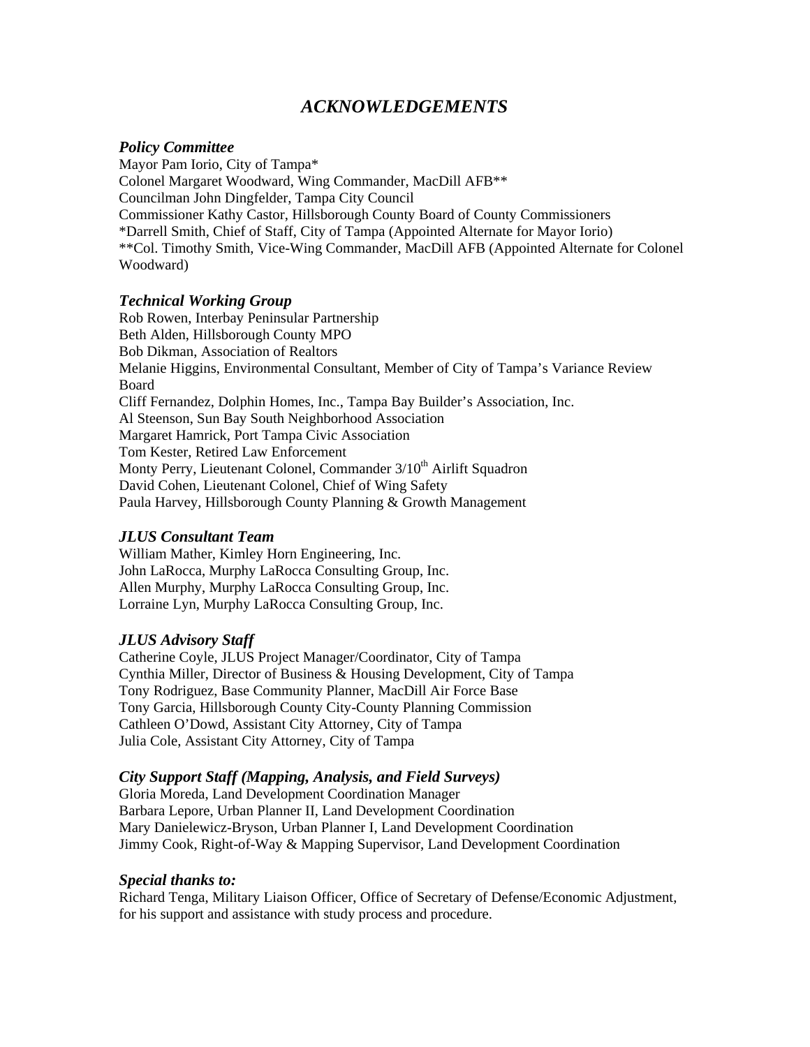# *ACKNOWLEDGEMENTS*

### *Policy Committee*

Mayor Pam Iorio, City of Tampa*
Colonel Margaret Woodward, Wing Commander, MacDill AFB**
Councilman John Dingfelder, Tampa City Council
Commissioner Kathy Castor, Hillsborough County Board of County Commissioners
*Darrell Smith, Chief of Staff, City of Tampa (Appointed Alternate for Mayor Iorio)
**Col. Timothy Smith, Vice-Wing Commander, MacDill AFB (Appointed Alternate for Colonel Woodward)

### *Technical Working Group*

Rob Rowen, Interbay Peninsular Partnership
Beth Alden, Hillsborough County MPO
Bob Dikman, Association of Realtors
Melanie Higgins, Environmental Consultant, Member of City of Tampa's Variance Review Board
Cliff Fernandez, Dolphin Homes, Inc., Tampa Bay Builder's Association, Inc.
Al Steenson, Sun Bay South Neighborhood Association
Margaret Hamrick, Port Tampa Civic Association
Tom Kester, Retired Law Enforcement
Monty Perry, Lieutenant Colonel, Commander 3/10th Airlift Squadron
David Cohen, Lieutenant Colonel, Chief of Wing Safety
Paula Harvey, Hillsborough County Planning & Growth Management

### *JLUS Consultant Team*

William Mather, Kimley Horn Engineering, Inc.
John LaRocca, Murphy LaRocca Consulting Group, Inc.
Allen Murphy, Murphy LaRocca Consulting Group, Inc.
Lorraine Lyn, Murphy LaRocca Consulting Group, Inc.

### *JLUS Advisory Staff*

Catherine Coyle, JLUS Project Manager/Coordinator, City of Tampa
Cynthia Miller, Director of Business & Housing Development, City of Tampa
Tony Rodriguez, Base Community Planner, MacDill Air Force Base
Tony Garcia, Hillsborough County City-County Planning Commission
Cathleen O'Dowd, Assistant City Attorney, City of Tampa
Julia Cole, Assistant City Attorney, City of Tampa

### *City Support Staff (Mapping, Analysis, and Field Surveys)*

Gloria Moreda, Land Development Coordination Manager
Barbara Lepore, Urban Planner II, Land Development Coordination
Mary Danielewicz-Bryson, Urban Planner I, Land Development Coordination
Jimmy Cook, Right-of-Way & Mapping Supervisor, Land Development Coordination

### *Special thanks to:*

Richard Tenga, Military Liaison Officer, Office of Secretary of Defense/Economic Adjustment, for his support and assistance with study process and procedure.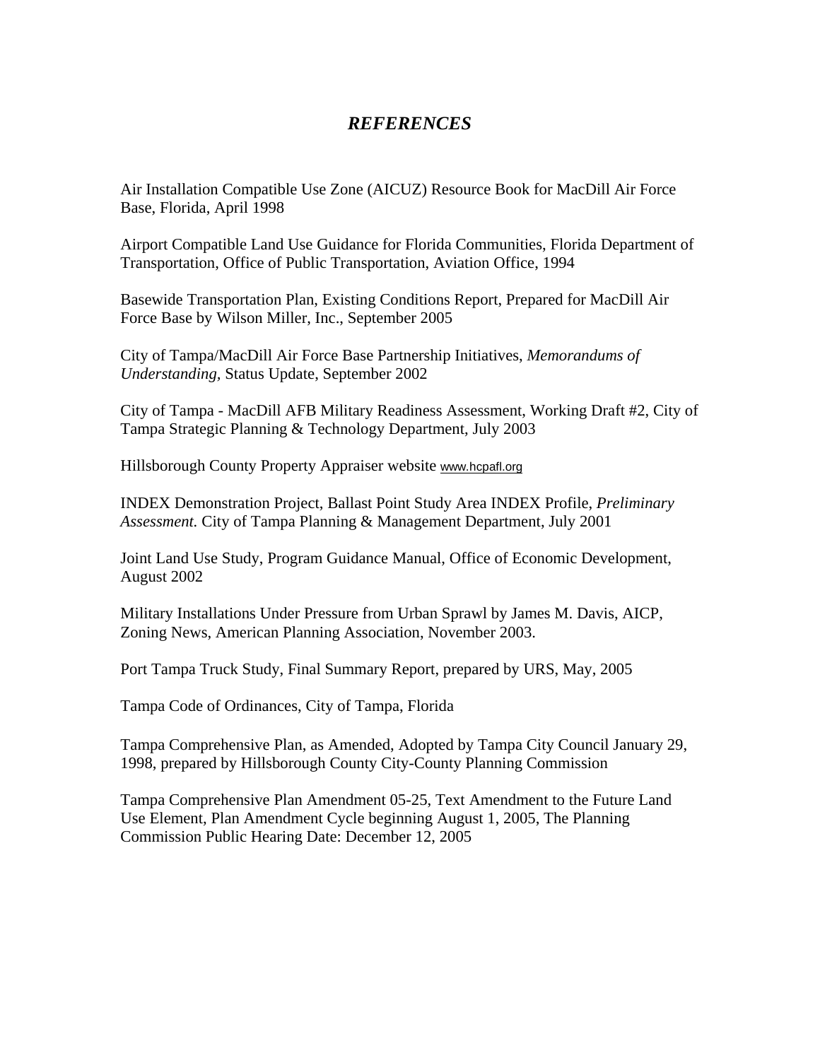# *REFERENCES*

Air Installation Compatible Use Zone (AICUZ) Resource Book for MacDill Air Force Base, Florida, April 1998

Airport Compatible Land Use Guidance for Florida Communities, Florida Department of Transportation, Office of Public Transportation, Aviation Office, 1994

Basewide Transportation Plan, Existing Conditions Report, Prepared for MacDill Air Force Base by Wilson Miller, Inc., September 2005

City of Tampa/MacDill Air Force Base Partnership Initiatives, *Memorandums of Understanding,* Status Update, September 2002

City of Tampa - MacDill AFB Military Readiness Assessment, Working Draft #2, City of Tampa Strategic Planning & Technology Department, July 2003

Hillsborough County Property Appraiser website www.hcpafl.org

INDEX Demonstration Project, Ballast Point Study Area INDEX Profile, *Preliminary Assessment.* City of Tampa Planning & Management Department, July 2001

Joint Land Use Study, Program Guidance Manual, Office of Economic Development, August 2002

Military Installations Under Pressure from Urban Sprawl by James M. Davis, AICP, Zoning News, American Planning Association, November 2003.

Port Tampa Truck Study, Final Summary Report, prepared by URS, May, 2005

Tampa Code of Ordinances, City of Tampa, Florida

Tampa Comprehensive Plan, as Amended, Adopted by Tampa City Council January 29, 1998, prepared by Hillsborough County City-County Planning Commission

Tampa Comprehensive Plan Amendment 05-25, Text Amendment to the Future Land Use Element, Plan Amendment Cycle beginning August 1, 2005, The Planning Commission Public Hearing Date: December 12, 2005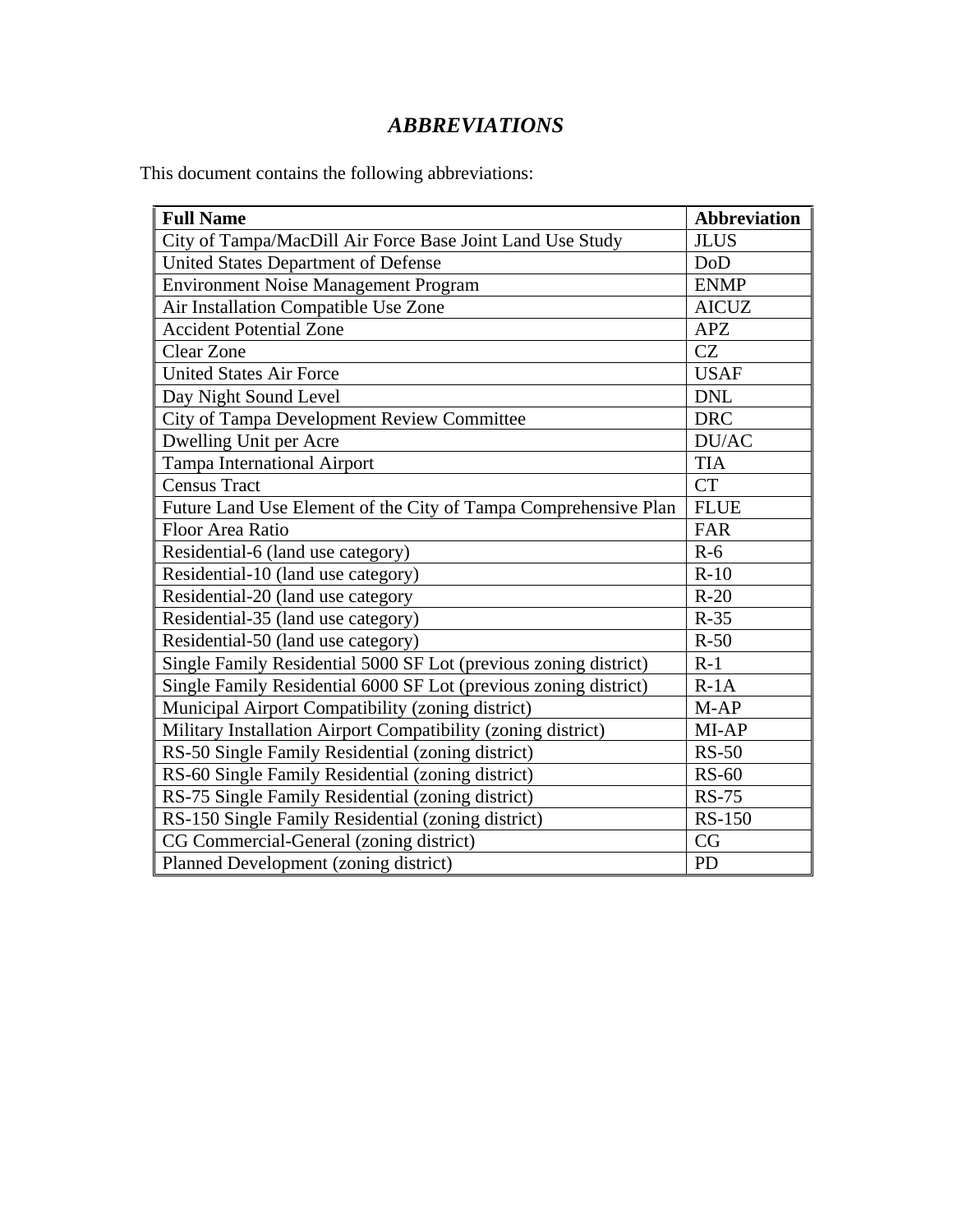## *ABBREVIATIONS*

This document contains the following abbreviations:

| Full Name | Abbreviation |
|---|---|
| City of Tampa/MacDill Air Force Base Joint Land Use Study | JLUS |
| United States Department of Defense | DoD |
| Environment Noise Management Program | ENMP |
| Air Installation Compatible Use Zone | AICUZ |
| Accident Potential Zone | APZ |
| Clear Zone | CZ |
| United States Air Force | USAF |
| Day Night Sound Level | DNL |
| City of Tampa Development Review Committee | DRC |
| Dwelling Unit per Acre | DU/AC |
| Tampa International Airport | TIA |
| Census Tract | CT |
| Future Land Use Element of the City of Tampa Comprehensive Plan | FLUE |
| Floor Area Ratio | FAR |
| Residential-6 (land use category) | R-6 |
| Residential-10 (land use category) | R-10 |
| Residential-20 (land use category | R-20 |
| Residential-35 (land use category) | R-35 |
| Residential-50 (land use category) | R-50 |
| Single Family Residential 5000 SF Lot (previous zoning district) | R-1 |
| Single Family Residential 6000 SF Lot (previous zoning district) | R-1A |
| Municipal Airport Compatibility (zoning district) | M-AP |
| Military Installation Airport Compatibility (zoning district) | MI-AP |
| RS-50 Single Family Residential (zoning district) | RS-50 |
| RS-60 Single Family Residential (zoning district) | RS-60 |
| RS-75 Single Family Residential (zoning district) | RS-75 |
| RS-150 Single Family Residential (zoning district) | RS-150 |
| CG Commercial-General (zoning district) | CG |
| Planned Development (zoning district) | PD |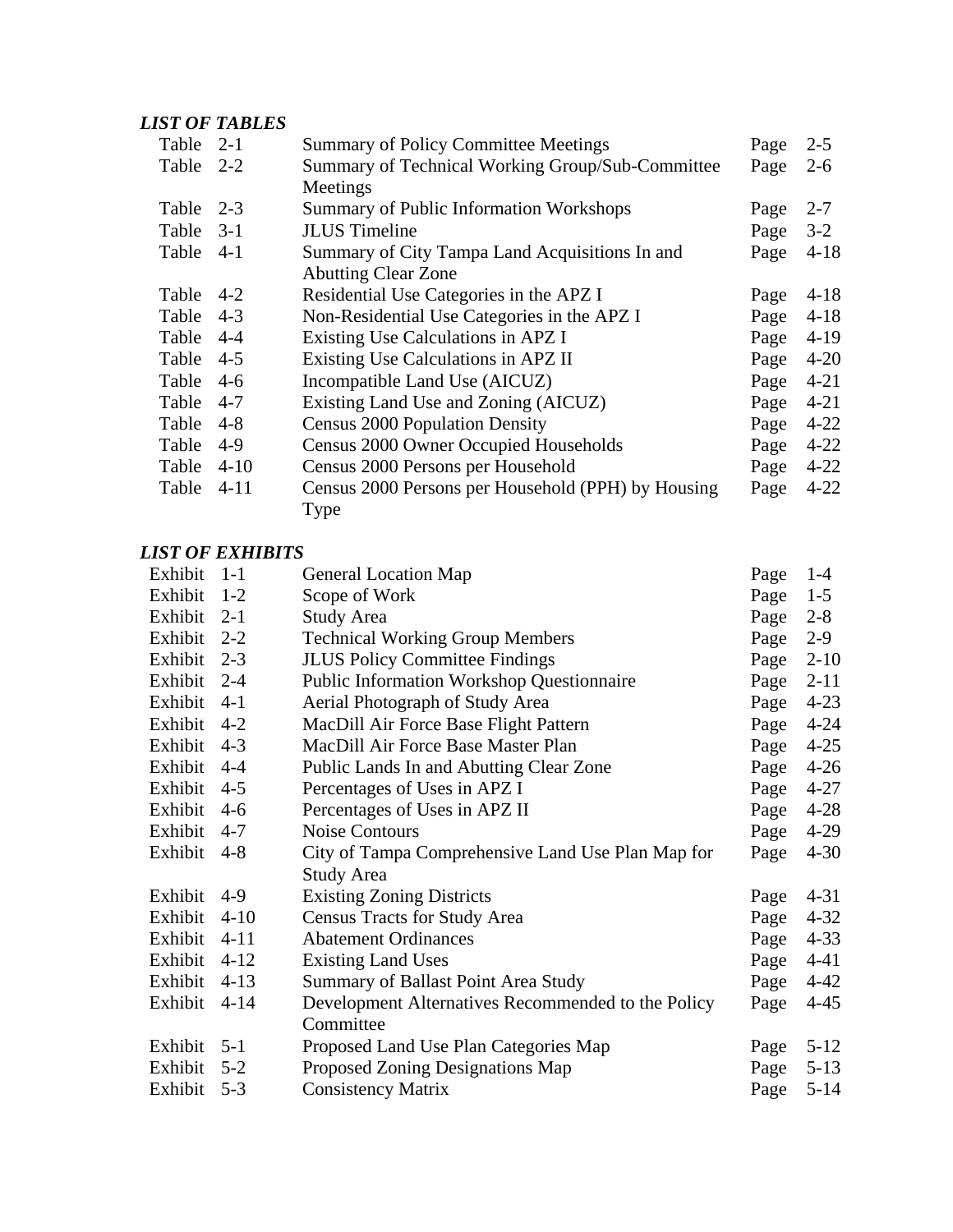***LIST OF TABLES***

| | | | |
|---|---|---|---|
| Table 2-1 | Summary of Policy Committee Meetings | Page | 2-5 |
| Table 2-2 | Summary of Technical Working Group/Sub-Committee Meetings | Page | 2-6 |
| Table 2-3 | Summary of Public Information Workshops | Page | 2-7 |
| Table 3-1 | JLUS Timeline | Page | 3-2 |
| Table 4-1 | Summary of City Tampa Land Acquisitions In and Abutting Clear Zone | Page | 4-18 |
| Table 4-2 | Residential Use Categories in the APZ I | Page | 4-18 |
| Table 4-3 | Non-Residential Use Categories in the APZ I | Page | 4-18 |
| Table 4-4 | Existing Use Calculations in APZ I | Page | 4-19 |
| Table 4-5 | Existing Use Calculations in APZ II | Page | 4-20 |
| Table 4-6 | Incompatible Land Use (AICUZ) | Page | 4-21 |
| Table 4-7 | Existing Land Use and Zoning (AICUZ) | Page | 4-21 |
| Table 4-8 | Census 2000 Population Density | Page | 4-22 |
| Table 4-9 | Census 2000 Owner Occupied Households | Page | 4-22 |
| Table 4-10 | Census 2000 Persons per Household | Page | 4-22 |
| Table 4-11 | Census 2000 Persons per Household (PPH) by Housing Type | Page | 4-22 |

***LIST OF EXHIBITS***

| | | | |
|---|---|---|---|
| Exhibit 1-1 | General Location Map | Page | 1-4 |
| Exhibit 1-2 | Scope of Work | Page | 1-5 |
| Exhibit 2-1 | Study Area | Page | 2-8 |
| Exhibit 2-2 | Technical Working Group Members | Page | 2-9 |
| Exhibit 2-3 | JLUS Policy Committee Findings | Page | 2-10 |
| Exhibit 2-4 | Public Information Workshop Questionnaire | Page | 2-11 |
| Exhibit 4-1 | Aerial Photograph of Study Area | Page | 4-23 |
| Exhibit 4-2 | MacDill Air Force Base Flight Pattern | Page | 4-24 |
| Exhibit 4-3 | MacDill Air Force Base Master Plan | Page | 4-25 |
| Exhibit 4-4 | Public Lands In and Abutting Clear Zone | Page | 4-26 |
| Exhibit 4-5 | Percentages of Uses in APZ I | Page | 4-27 |
| Exhibit 4-6 | Percentages of Uses in APZ II | Page | 4-28 |
| Exhibit 4-7 | Noise Contours | Page | 4-29 |
| Exhibit 4-8 | City of Tampa Comprehensive Land Use Plan Map for Study Area | Page | 4-30 |
| Exhibit 4-9 | Existing Zoning Districts | Page | 4-31 |
| Exhibit 4-10 | Census Tracts for Study Area | Page | 4-32 |
| Exhibit 4-11 | Abatement Ordinances | Page | 4-33 |
| Exhibit 4-12 | Existing Land Uses | Page | 4-41 |
| Exhibit 4-13 | Summary of Ballast Point Area Study | Page | 4-42 |
| Exhibit 4-14 | Development Alternatives Recommended to the Policy Committee | Page | 4-45 |
| Exhibit 5-1 | Proposed Land Use Plan Categories Map | Page | 5-12 |
| Exhibit 5-2 | Proposed Zoning Designations Map | Page | 5-13 |
| Exhibit 5-3 | Consistency Matrix | Page | 5-14 |